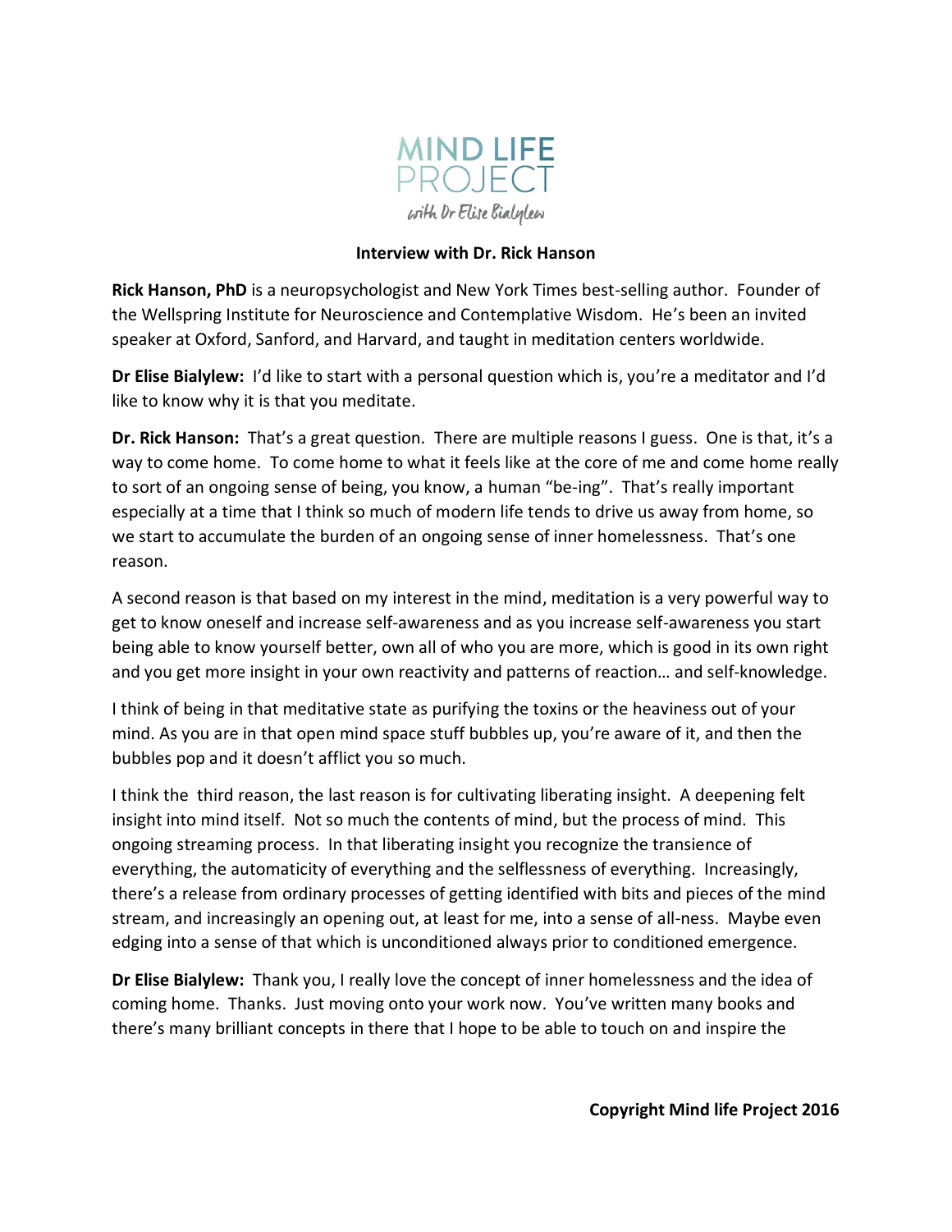MIND LIFE PROJECT

with Dr Elise Bialylew

**Interview with Dr. Rick Hanson**

**Rick Hanson, PhD** is a neuropsychologist and New York Times best-selling author. Founder of the Wellspring Institute for Neuroscience and Contemplative Wisdom. He's been an invited speaker at Oxford, Sanford, and Harvard, and taught in meditation centers worldwide.

**Dr Elise Bialylew:** I'd like to start with a personal question which is, you're a meditator and I'd like to know why it is that you meditate.

**Dr. Rick Hanson:** That's a great question. There are multiple reasons I guess. One is that, it's a way to come home. To come home to what it feels like at the core of me and come home really to sort of an ongoing sense of being, you know, a human "be-ing". That's really important especially at a time that I think so much of modern life tends to drive us away from home, so we start to accumulate the burden of an ongoing sense of inner homelessness. That's one reason.

A second reason is that based on my interest in the mind, meditation is a very powerful way to get to know oneself and increase self-awareness and as you increase self-awareness you start being able to know yourself better, own all of who you are more, which is good in its own right and you get more insight in your own reactivity and patterns of reaction… and self-knowledge.

I think of being in that meditative state as purifying the toxins or the heaviness out of your mind. As you are in that open mind space stuff bubbles up, you're aware of it, and then the bubbles pop and it doesn't afflict you so much.

I think the third reason, the last reason is for cultivating liberating insight. A deepening felt insight into mind itself. Not so much the contents of mind, but the process of mind. This ongoing streaming process. In that liberating insight you recognize the transience of everything, the automaticity of everything and the selflessness of everything. Increasingly, there's a release from ordinary processes of getting identified with bits and pieces of the mind stream, and increasingly an opening out, at least for me, into a sense of all-ness. Maybe even edging into a sense of that which is unconditioned always prior to conditioned emergence.

**Dr Elise Bialylew:** Thank you, I really love the concept of inner homelessness and the idea of coming home. Thanks. Just moving onto your work now. You've written many books and there's many brilliant concepts in there that I hope to be able to touch on and inspire the

Copyright Mind life Project 2016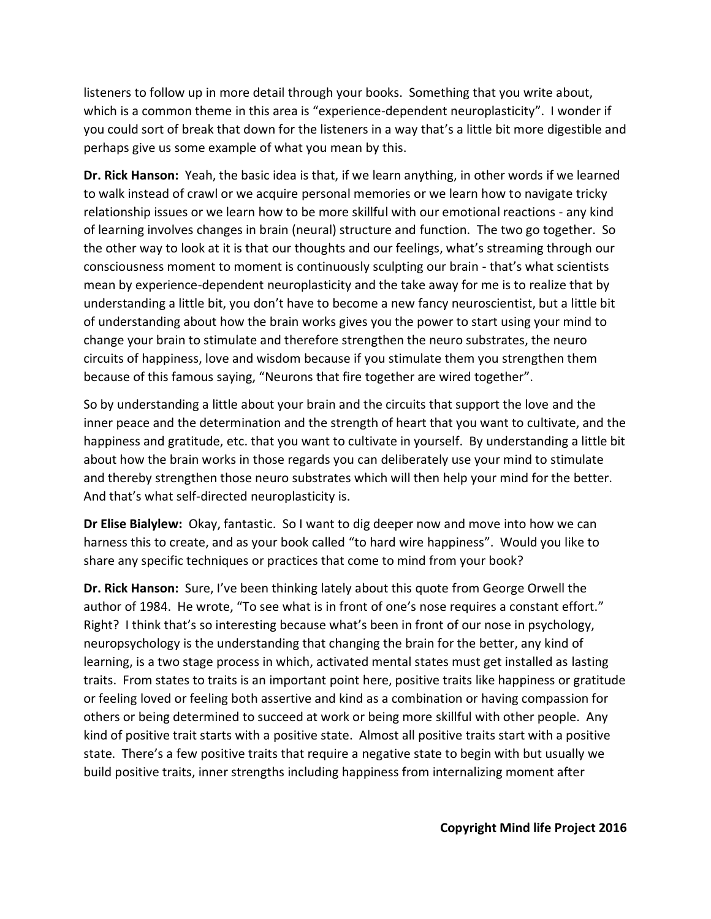listeners to follow up in more detail through your books. Something that you write about, which is a common theme in this area is "experience-dependent neuroplasticity". I wonder if you could sort of break that down for the listeners in a way that's a little bit more digestible and perhaps give us some example of what you mean by this.

**Dr. Rick Hanson:** Yeah, the basic idea is that, if we learn anything, in other words if we learned to walk instead of crawl or we acquire personal memories or we learn how to navigate tricky relationship issues or we learn how to be more skillful with our emotional reactions - any kind of learning involves changes in brain (neural) structure and function. The two go together. So the other way to look at it is that our thoughts and our feelings, what's streaming through our consciousness moment to moment is continuously sculpting our brain - that's what scientists mean by experience-dependent neuroplasticity and the take away for me is to realize that by understanding a little bit, you don't have to become a new fancy neuroscientist, but a little bit of understanding about how the brain works gives you the power to start using your mind to change your brain to stimulate and therefore strengthen the neuro substrates, the neuro circuits of happiness, love and wisdom because if you stimulate them you strengthen them because of this famous saying, "Neurons that fire together are wired together".

So by understanding a little about your brain and the circuits that support the love and the inner peace and the determination and the strength of heart that you want to cultivate, and the happiness and gratitude, etc. that you want to cultivate in yourself. By understanding a little bit about how the brain works in those regards you can deliberately use your mind to stimulate and thereby strengthen those neuro substrates which will then help your mind for the better. And that's what self-directed neuroplasticity is.

**Dr Elise Bialylew:** Okay, fantastic. So I want to dig deeper now and move into how we can harness this to create, and as your book called "to hard wire happiness". Would you like to share any specific techniques or practices that come to mind from your book?

**Dr. Rick Hanson:** Sure, I've been thinking lately about this quote from George Orwell the author of 1984. He wrote, "To see what is in front of one's nose requires a constant effort." Right? I think that's so interesting because what's been in front of our nose in psychology, neuropsychology is the understanding that changing the brain for the better, any kind of learning, is a two stage process in which, activated mental states must get installed as lasting traits. From states to traits is an important point here, positive traits like happiness or gratitude or feeling loved or feeling both assertive and kind as a combination or having compassion for others or being determined to succeed at work or being more skillful with other people. Any kind of positive trait starts with a positive state. Almost all positive traits start with a positive state. There's a few positive traits that require a negative state to begin with but usually we build positive traits, inner strengths including happiness from internalizing moment after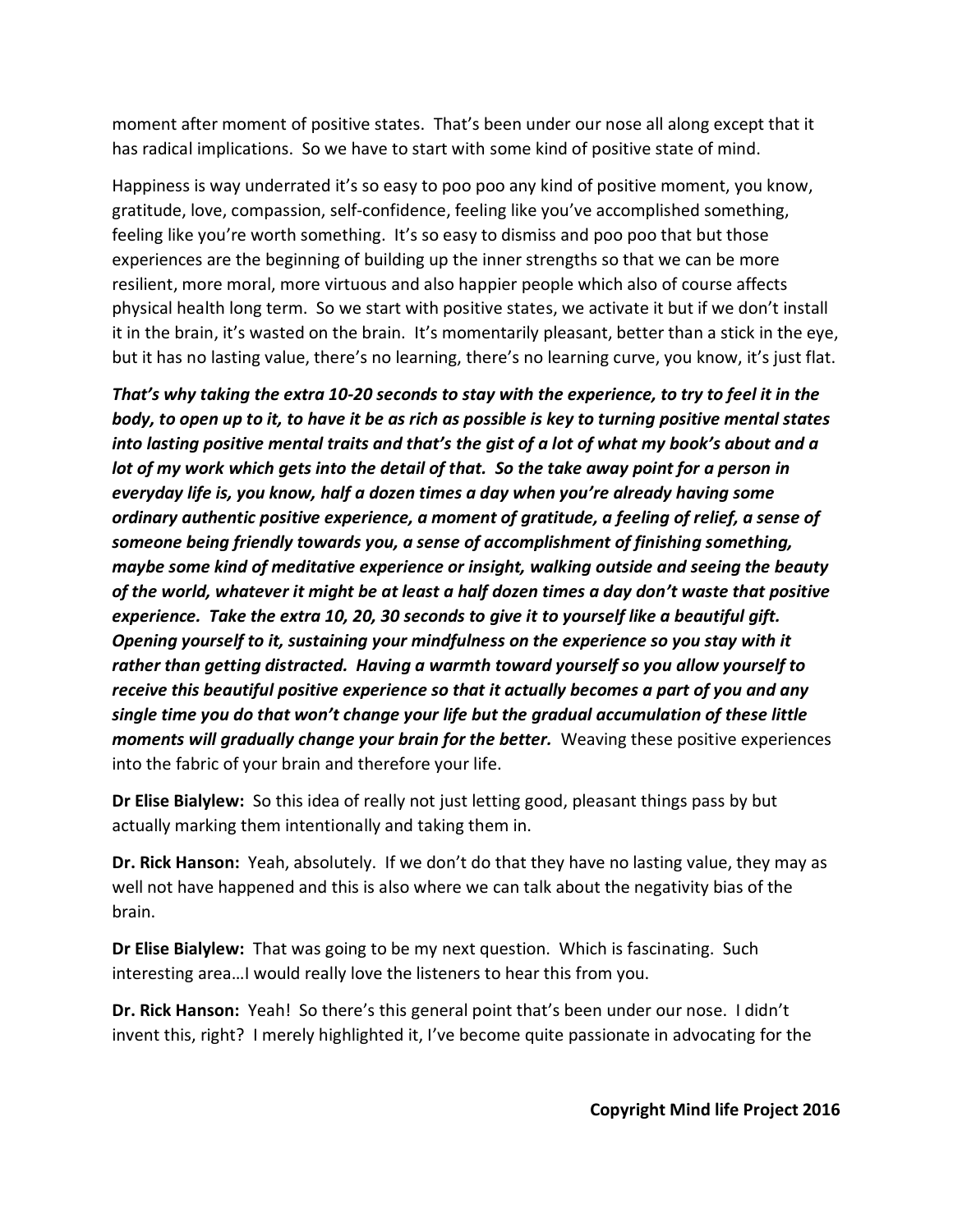moment after moment of positive states. That's been under our nose all along except that it has radical implications. So we have to start with some kind of positive state of mind.

Happiness is way underrated it's so easy to poo poo any kind of positive moment, you know, gratitude, love, compassion, self-confidence, feeling like you've accomplished something, feeling like you're worth something. It's so easy to dismiss and poo poo that but those experiences are the beginning of building up the inner strengths so that we can be more resilient, more moral, more virtuous and also happier people which also of course affects physical health long term. So we start with positive states, we activate it but if we don't install it in the brain, it's wasted on the brain. It's momentarily pleasant, better than a stick in the eye, but it has no lasting value, there's no learning, there's no learning curve, you know, it's just flat.

***That's why taking the extra 10-20 seconds to stay with the experience, to try to feel it in the body, to open up to it, to have it be as rich as possible is key to turning positive mental states into lasting positive mental traits and that's the gist of a lot of what my book's about and a lot of my work which gets into the detail of that. So the take away point for a person in everyday life is, you know, half a dozen times a day when you're already having some ordinary authentic positive experience, a moment of gratitude, a feeling of relief, a sense of someone being friendly towards you, a sense of accomplishment of finishing something, maybe some kind of meditative experience or insight, walking outside and seeing the beauty of the world, whatever it might be at least a half dozen times a day don't waste that positive experience. Take the extra 10, 20, 30 seconds to give it to yourself like a beautiful gift. Opening yourself to it, sustaining your mindfulness on the experience so you stay with it rather than getting distracted. Having a warmth toward yourself so you allow yourself to receive this beautiful positive experience so that it actually becomes a part of you and any single time you do that won't change your life but the gradual accumulation of these little moments will gradually change your brain for the better.*** Weaving these positive experiences into the fabric of your brain and therefore your life.

**Dr Elise Bialylew:** So this idea of really not just letting good, pleasant things pass by but actually marking them intentionally and taking them in.

**Dr. Rick Hanson:** Yeah, absolutely. If we don't do that they have no lasting value, they may as well not have happened and this is also where we can talk about the negativity bias of the brain.

**Dr Elise Bialylew:** That was going to be my next question. Which is fascinating. Such interesting area…I would really love the listeners to hear this from you.

**Dr. Rick Hanson:** Yeah! So there's this general point that's been under our nose. I didn't invent this, right? I merely highlighted it, I've become quite passionate in advocating for the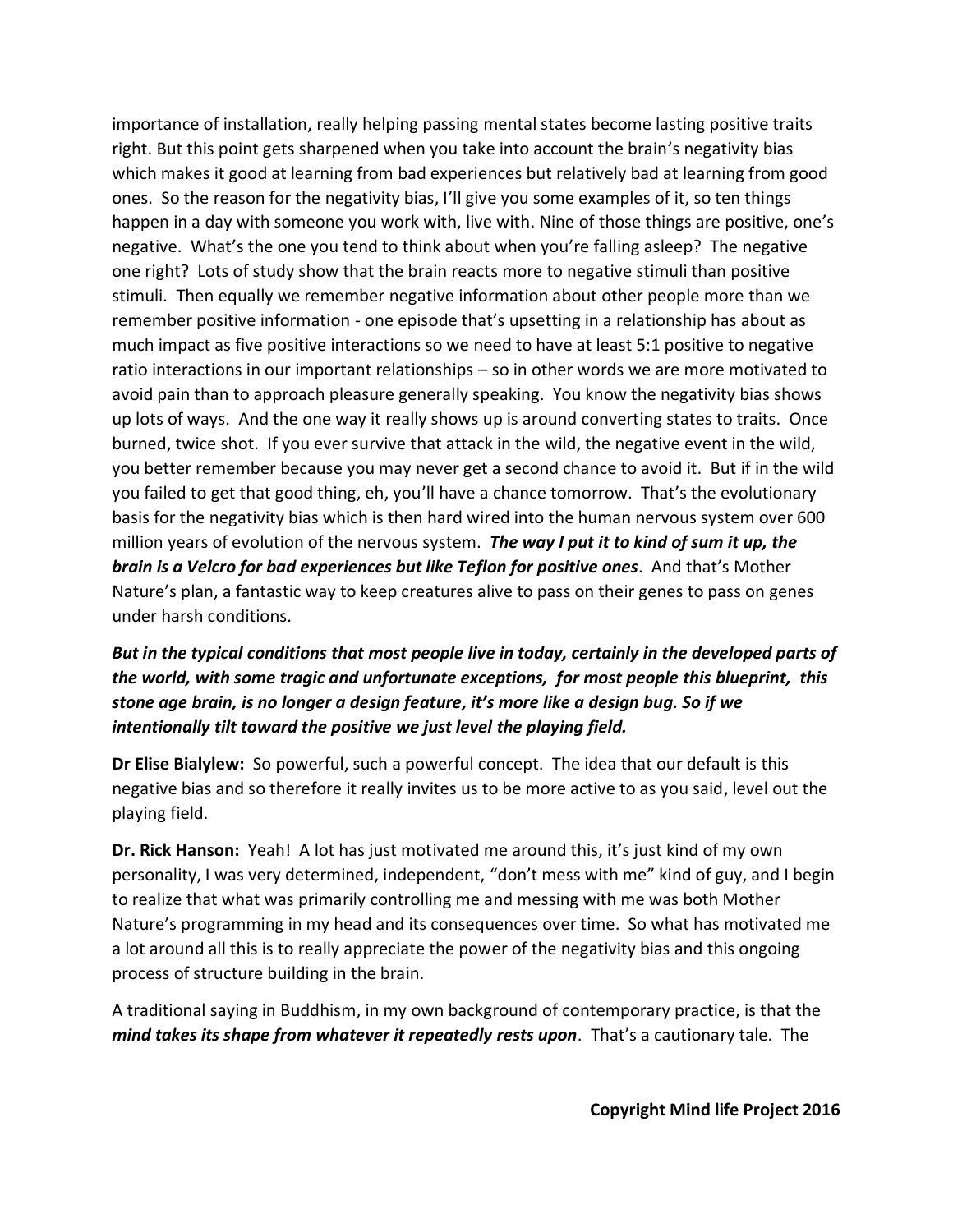importance of installation, really helping passing mental states become lasting positive traits right. But this point gets sharpened when you take into account the brain's negativity bias which makes it good at learning from bad experiences but relatively bad at learning from good ones. So the reason for the negativity bias, I'll give you some examples of it, so ten things happen in a day with someone you work with, live with. Nine of those things are positive, one's negative. What's the one you tend to think about when you're falling asleep? The negative one right? Lots of study show that the brain reacts more to negative stimuli than positive stimuli. Then equally we remember negative information about other people more than we remember positive information - one episode that's upsetting in a relationship has about as much impact as five positive interactions so we need to have at least 5:1 positive to negative ratio interactions in our important relationships – so in other words we are more motivated to avoid pain than to approach pleasure generally speaking. You know the negativity bias shows up lots of ways. And the one way it really shows up is around converting states to traits. Once burned, twice shot. If you ever survive that attack in the wild, the negative event in the wild, you better remember because you may never get a second chance to avoid it. But if in the wild you failed to get that good thing, eh, you'll have a chance tomorrow. That's the evolutionary basis for the negativity bias which is then hard wired into the human nervous system over 600 million years of evolution of the nervous system. ***The way I put it to kind of sum it up, the brain is a Velcro for bad experiences but like Teflon for positive ones***. And that's Mother Nature's plan, a fantastic way to keep creatures alive to pass on their genes to pass on genes under harsh conditions.

***But in the typical conditions that most people live in today, certainly in the developed parts of the world, with some tragic and unfortunate exceptions, for most people this blueprint, this stone age brain, is no longer a design feature, it's more like a design bug. So if we intentionally tilt toward the positive we just level the playing field.***

**Dr Elise Bialylew:** So powerful, such a powerful concept. The idea that our default is this negative bias and so therefore it really invites us to be more active to as you said, level out the playing field.

**Dr. Rick Hanson:** Yeah! A lot has just motivated me around this, it's just kind of my own personality, I was very determined, independent, "don't mess with me" kind of guy, and I begin to realize that what was primarily controlling me and messing with me was both Mother Nature's programming in my head and its consequences over time. So what has motivated me a lot around all this is to really appreciate the power of the negativity bias and this ongoing process of structure building in the brain.

A traditional saying in Buddhism, in my own background of contemporary practice, is that the ***mind takes its shape from whatever it repeatedly rests upon***. That's a cautionary tale. The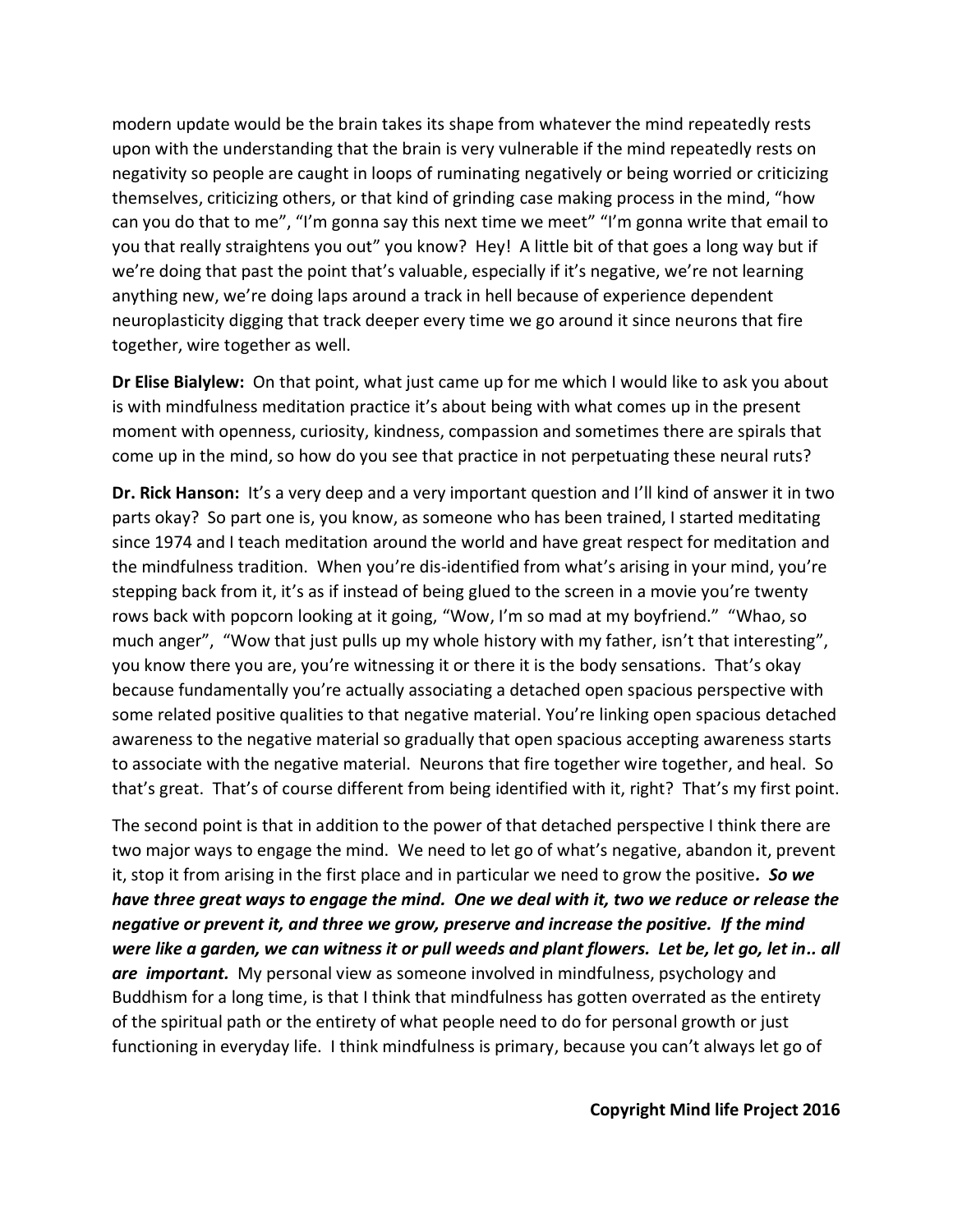modern update would be the brain takes its shape from whatever the mind repeatedly rests upon with the understanding that the brain is very vulnerable if the mind repeatedly rests on negativity so people are caught in loops of ruminating negatively or being worried or criticizing themselves, criticizing others, or that kind of grinding case making process in the mind, "how can you do that to me", "I'm gonna say this next time we meet" "I'm gonna write that email to you that really straightens you out" you know? Hey! A little bit of that goes a long way but if we're doing that past the point that's valuable, especially if it's negative, we're not learning anything new, we're doing laps around a track in hell because of experience dependent neuroplasticity digging that track deeper every time we go around it since neurons that fire together, wire together as well.

**Dr Elise Bialylew:** On that point, what just came up for me which I would like to ask you about is with mindfulness meditation practice it's about being with what comes up in the present moment with openness, curiosity, kindness, compassion and sometimes there are spirals that come up in the mind, so how do you see that practice in not perpetuating these neural ruts?

**Dr. Rick Hanson:** It's a very deep and a very important question and I'll kind of answer it in two parts okay? So part one is, you know, as someone who has been trained, I started meditating since 1974 and I teach meditation around the world and have great respect for meditation and the mindfulness tradition. When you're dis-identified from what's arising in your mind, you're stepping back from it, it's as if instead of being glued to the screen in a movie you're twenty rows back with popcorn looking at it going, "Wow, I'm so mad at my boyfriend." "Whao, so much anger", "Wow that just pulls up my whole history with my father, isn't that interesting", you know there you are, you're witnessing it or there it is the body sensations. That's okay because fundamentally you're actually associating a detached open spacious perspective with some related positive qualities to that negative material. You're linking open spacious detached awareness to the negative material so gradually that open spacious accepting awareness starts to associate with the negative material. Neurons that fire together wire together, and heal. So that's great. That's of course different from being identified with it, right? That's my first point.

The second point is that in addition to the power of that detached perspective I think there are two major ways to engage the mind. We need to let go of what's negative, abandon it, prevent it, stop it from arising in the first place and in particular we need to grow the positive*. **So we have three great ways to engage the mind. One we deal with it, two we reduce or release the negative or prevent it, and three we grow, preserve and increase the positive. If the mind were like a garden, we can witness it or pull weeds and plant flowers. Let be, let go, let in.. all are important.*** My personal view as someone involved in mindfulness, psychology and Buddhism for a long time, is that I think that mindfulness has gotten overrated as the entirety of the spiritual path or the entirety of what people need to do for personal growth or just functioning in everyday life. I think mindfulness is primary, because you can't always let go of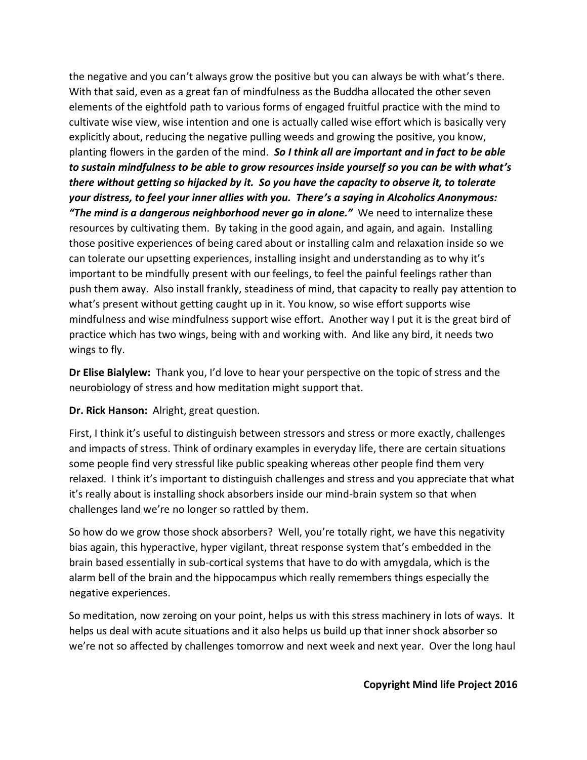the negative and you can't always grow the positive but you can always be with what's there. With that said, even as a great fan of mindfulness as the Buddha allocated the other seven elements of the eightfold path to various forms of engaged fruitful practice with the mind to cultivate wise view, wise intention and one is actually called wise effort which is basically very explicitly about, reducing the negative pulling weeds and growing the positive, you know, planting flowers in the garden of the mind. ***So I think all are important and in fact to be able to sustain mindfulness to be able to grow resources inside yourself so you can be with what's there without getting so hijacked by it. So you have the capacity to observe it, to tolerate your distress, to feel your inner allies with you. There's a saying in Alcoholics Anonymous: "The mind is a dangerous neighborhood never go in alone."*** We need to internalize these resources by cultivating them. By taking in the good again, and again, and again. Installing those positive experiences of being cared about or installing calm and relaxation inside so we can tolerate our upsetting experiences, installing insight and understanding as to why it's important to be mindfully present with our feelings, to feel the painful feelings rather than push them away. Also install frankly, steadiness of mind, that capacity to really pay attention to what's present without getting caught up in it. You know, so wise effort supports wise mindfulness and wise mindfulness support wise effort. Another way I put it is the great bird of practice which has two wings, being with and working with. And like any bird, it needs two wings to fly.

**Dr Elise Bialylew:** Thank you, I'd love to hear your perspective on the topic of stress and the neurobiology of stress and how meditation might support that.

**Dr. Rick Hanson:** Alright, great question.

First, I think it's useful to distinguish between stressors and stress or more exactly, challenges and impacts of stress. Think of ordinary examples in everyday life, there are certain situations some people find very stressful like public speaking whereas other people find them very relaxed. I think it's important to distinguish challenges and stress and you appreciate that what it's really about is installing shock absorbers inside our mind-brain system so that when challenges land we're no longer so rattled by them.

So how do we grow those shock absorbers? Well, you're totally right, we have this negativity bias again, this hyperactive, hyper vigilant, threat response system that's embedded in the brain based essentially in sub-cortical systems that have to do with amygdala, which is the alarm bell of the brain and the hippocampus which really remembers things especially the negative experiences.

So meditation, now zeroing on your point, helps us with this stress machinery in lots of ways. It helps us deal with acute situations and it also helps us build up that inner shock absorber so we're not so affected by challenges tomorrow and next week and next year. Over the long haul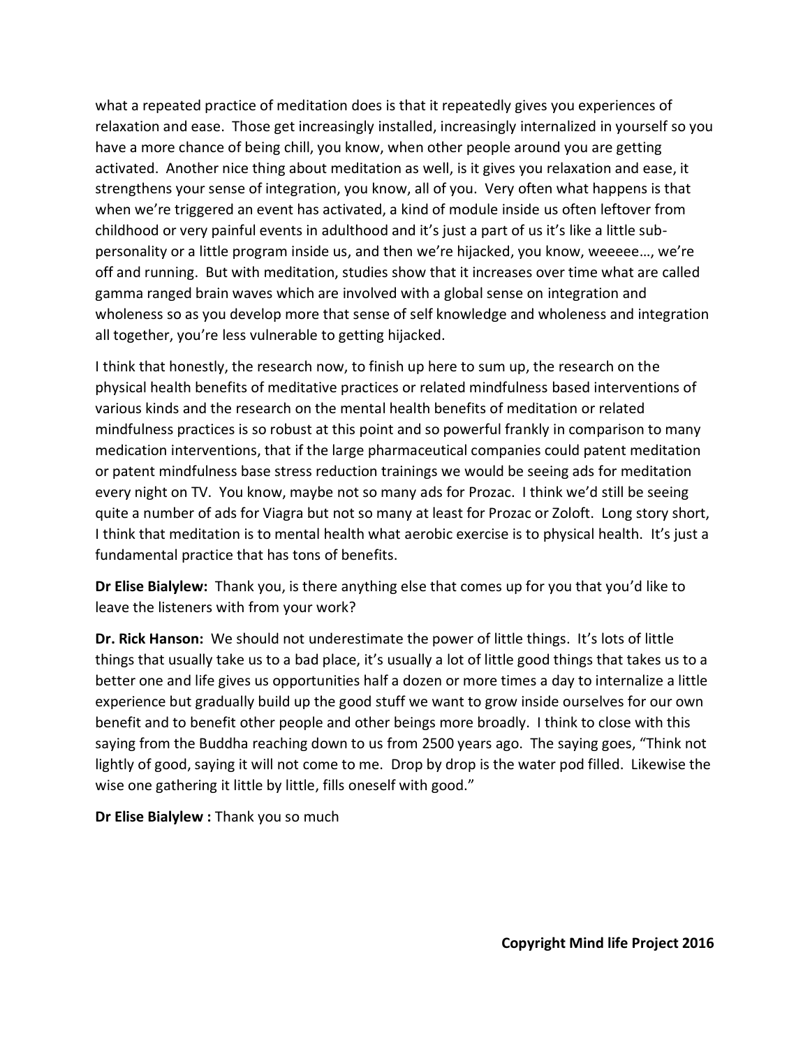what a repeated practice of meditation does is that it repeatedly gives you experiences of relaxation and ease. Those get increasingly installed, increasingly internalized in yourself so you have a more chance of being chill, you know, when other people around you are getting activated. Another nice thing about meditation as well, is it gives you relaxation and ease, it strengthens your sense of integration, you know, all of you. Very often what happens is that when we're triggered an event has activated, a kind of module inside us often leftover from childhood or very painful events in adulthood and it's just a part of us it's like a little sub-personality or a little program inside us, and then we're hijacked, you know, weeeee…, we're off and running. But with meditation, studies show that it increases over time what are called gamma ranged brain waves which are involved with a global sense on integration and wholeness so as you develop more that sense of self knowledge and wholeness and integration all together, you're less vulnerable to getting hijacked.

I think that honestly, the research now, to finish up here to sum up, the research on the physical health benefits of meditative practices or related mindfulness based interventions of various kinds and the research on the mental health benefits of meditation or related mindfulness practices is so robust at this point and so powerful frankly in comparison to many medication interventions, that if the large pharmaceutical companies could patent meditation or patent mindfulness base stress reduction trainings we would be seeing ads for meditation every night on TV. You know, maybe not so many ads for Prozac. I think we'd still be seeing quite a number of ads for Viagra but not so many at least for Prozac or Zoloft. Long story short, I think that meditation is to mental health what aerobic exercise is to physical health. It's just a fundamental practice that has tons of benefits.

**Dr Elise Bialylew:** Thank you, is there anything else that comes up for you that you'd like to leave the listeners with from your work?

**Dr. Rick Hanson:** We should not underestimate the power of little things. It's lots of little things that usually take us to a bad place, it's usually a lot of little good things that takes us to a better one and life gives us opportunities half a dozen or more times a day to internalize a little experience but gradually build up the good stuff we want to grow inside ourselves for our own benefit and to benefit other people and other beings more broadly. I think to close with this saying from the Buddha reaching down to us from 2500 years ago. The saying goes, "Think not lightly of good, saying it will not come to me. Drop by drop is the water pod filled. Likewise the wise one gathering it little by little, fills oneself with good."

**Dr Elise Bialylew :** Thank you so much

**Copyright Mind life Project 2016**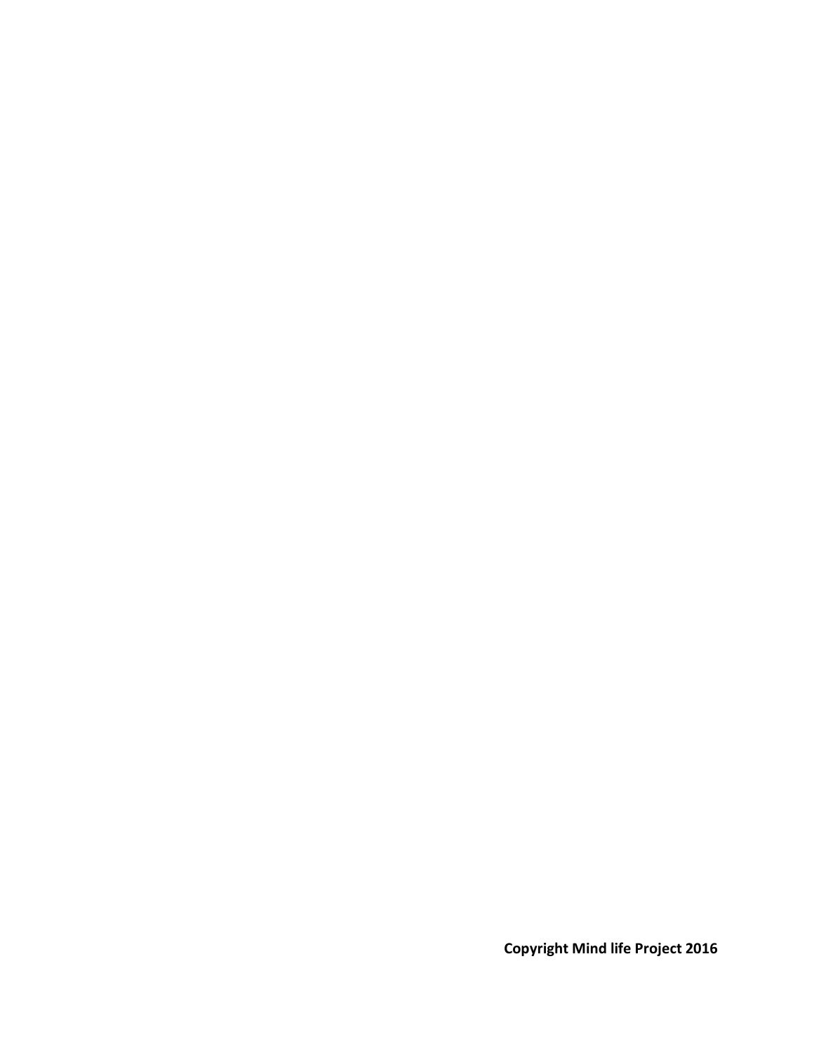**Copyright Mind life Project 2016**